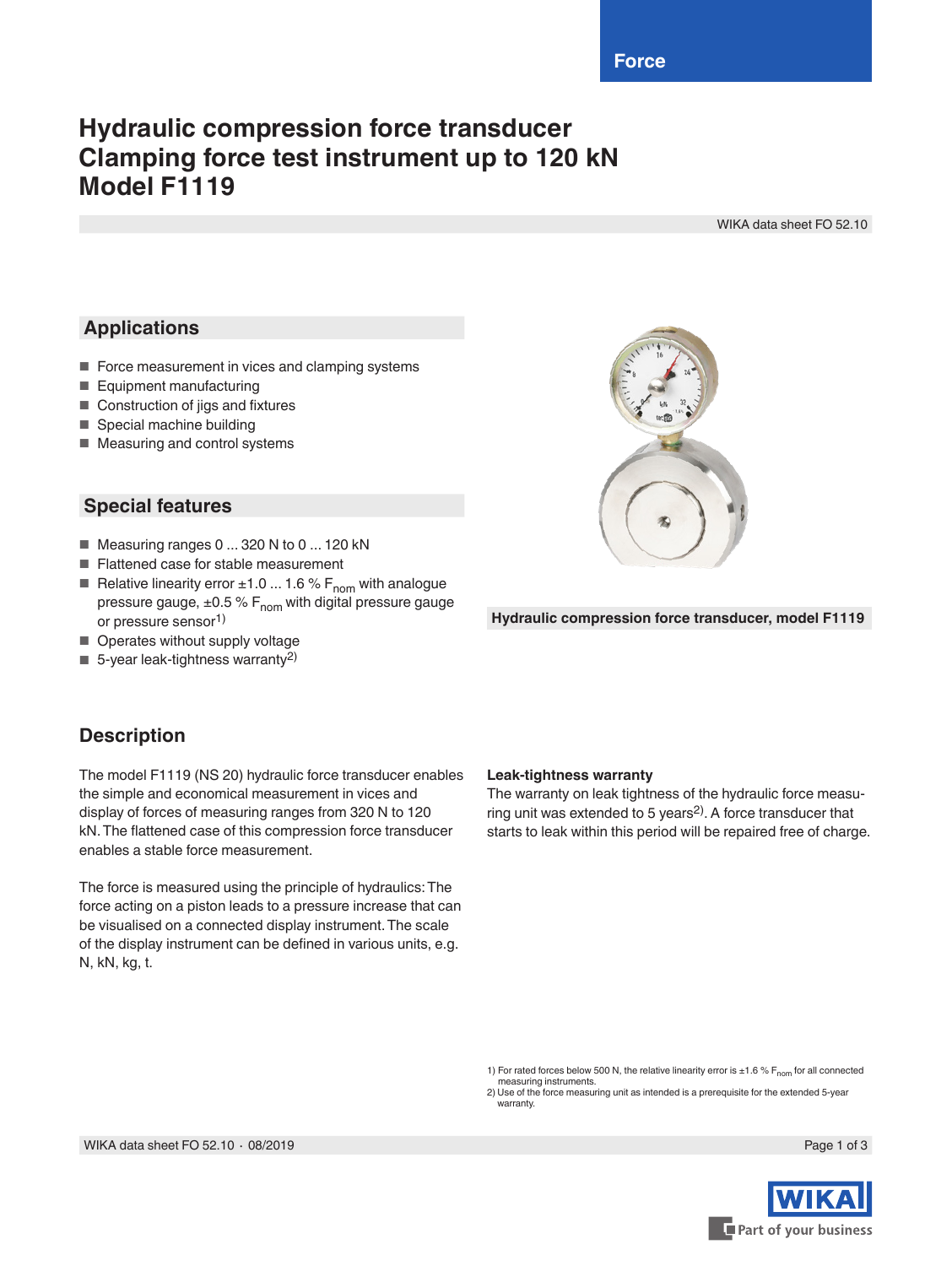Force

# Hydraulic compression force transducer
# Clamping force test instrument up to 120 kN
# Model F1119

WIKA data sheet FO 52.10

## Applications

- Force measurement in vices and clamping systems
- Equipment manufacturing
- Construction of jigs and fixtures
- Special machine building
- Measuring and control systems

## Special features

- Measuring ranges 0 ... 320 N to 0 ... 120 kN
- Flattened case for stable measurement
- Relative linearity error ±1.0 ... 1.6 % $F_{nom}$ with analogue pressure gauge, ±0.5 % $F_{nom}$ with digital pressure gauge or pressure sensor[1)]
- Operates without supply voltage
- 5-year leak-tightness warranty[2)]

**Hydraulic compression force transducer, model F1119**

## Description

The model F1119 (NS 20) hydraulic force transducer enables the simple and economical measurement in vices and display of forces of measuring ranges from 320 N to 120 kN. The flattened case of this compression force transducer enables a stable force measurement.

The force is measured using the principle of hydraulics: The force acting on a piston leads to a pressure increase that can be visualised on a connected display instrument. The scale of the display instrument can be defined in various units, e.g. N, kN, kg, t.

**Leak-tightness warranty**

The warranty on leak tightness of the hydraulic force measuring unit was extended to 5 years[2)]. A force transducer that starts to leak within this period will be repaired free of charge.

1) For rated forces below 500 N, the relative linearity error is ±1.6 % $F_{nom}$ for all connected measuring instruments.
2) Use of the force measuring unit as intended is a prerequisite for the extended 5-year warranty.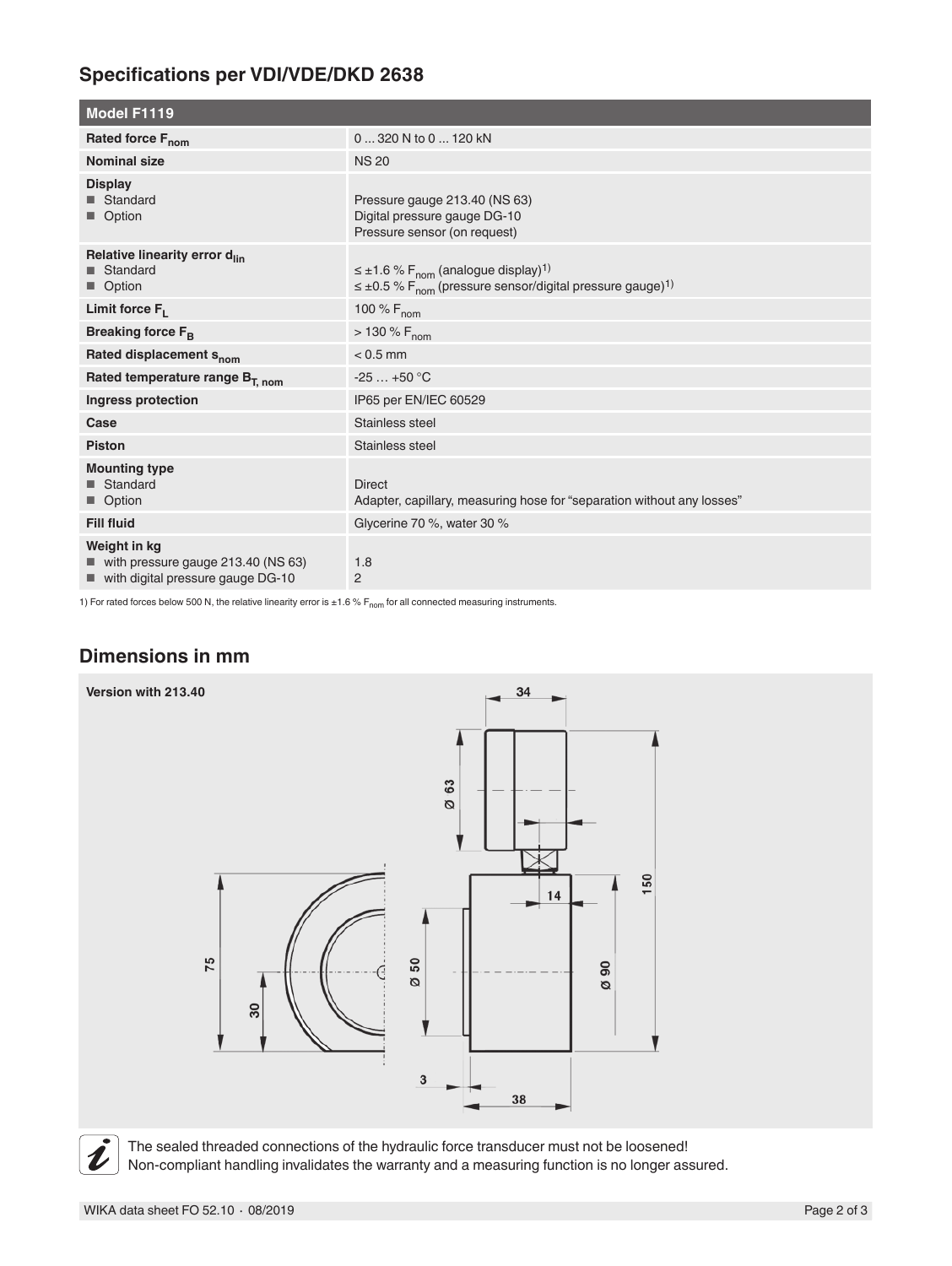## Specifications per VDI/VDE/DKD 2638

| Model F1119 | |
|---|---|
| **Rated force $F_{nom}$** | 0 ... 320 N to 0 ... 120 kN |
| **Nominal size** | NS 20 |
| **Display**<br>■ Standard<br>■ Option | <br>Pressure gauge 213.40 (NS 63)<br>Digital pressure gauge DG-10<br>Pressure sensor (on request) |
| **Relative linearity error $d_{lin}$**<br>■ Standard<br>■ Option | <br>≤ ±1.6 % $F_{nom}$ (analogue display)[1)]<br>≤ ±0.5 % $F_{nom}$ (pressure sensor/digital pressure gauge)[1)] |
| **Limit force $F_L$** | 100 % $F_{nom}$ |
| **Breaking force $F_B$** | > 130 % $F_{nom}$ |
| **Rated displacement $s_{nom}$** | < 0.5 mm |
| **Rated temperature range $B_{T,\ nom}$** | -25 … +50 °C |
| **Ingress protection** | IP65 per EN/IEC 60529 |
| **Case** | Stainless steel |
| **Piston** | Stainless steel |
| **Mounting type**<br>■ Standard<br>■ Option | <br>Direct<br>Adapter, capillary, measuring hose for "separation without any losses" |
| **Fill fluid** | Glycerine 70 %, water 30 % |
| **Weight in kg**<br>■ with pressure gauge 213.40 (NS 63)<br>■ with digital pressure gauge DG-10 | <br>1.8<br>2 |

1) For rated forces below 500 N, the relative linearity error is ±1.6 % $F_{nom}$ for all connected measuring instruments.

## Dimensions in mm

**Version with 213.40**

The sealed threaded connections of the hydraulic force transducer must not be loosened!
Non-compliant handling invalidates the warranty and a measuring function is no longer assured.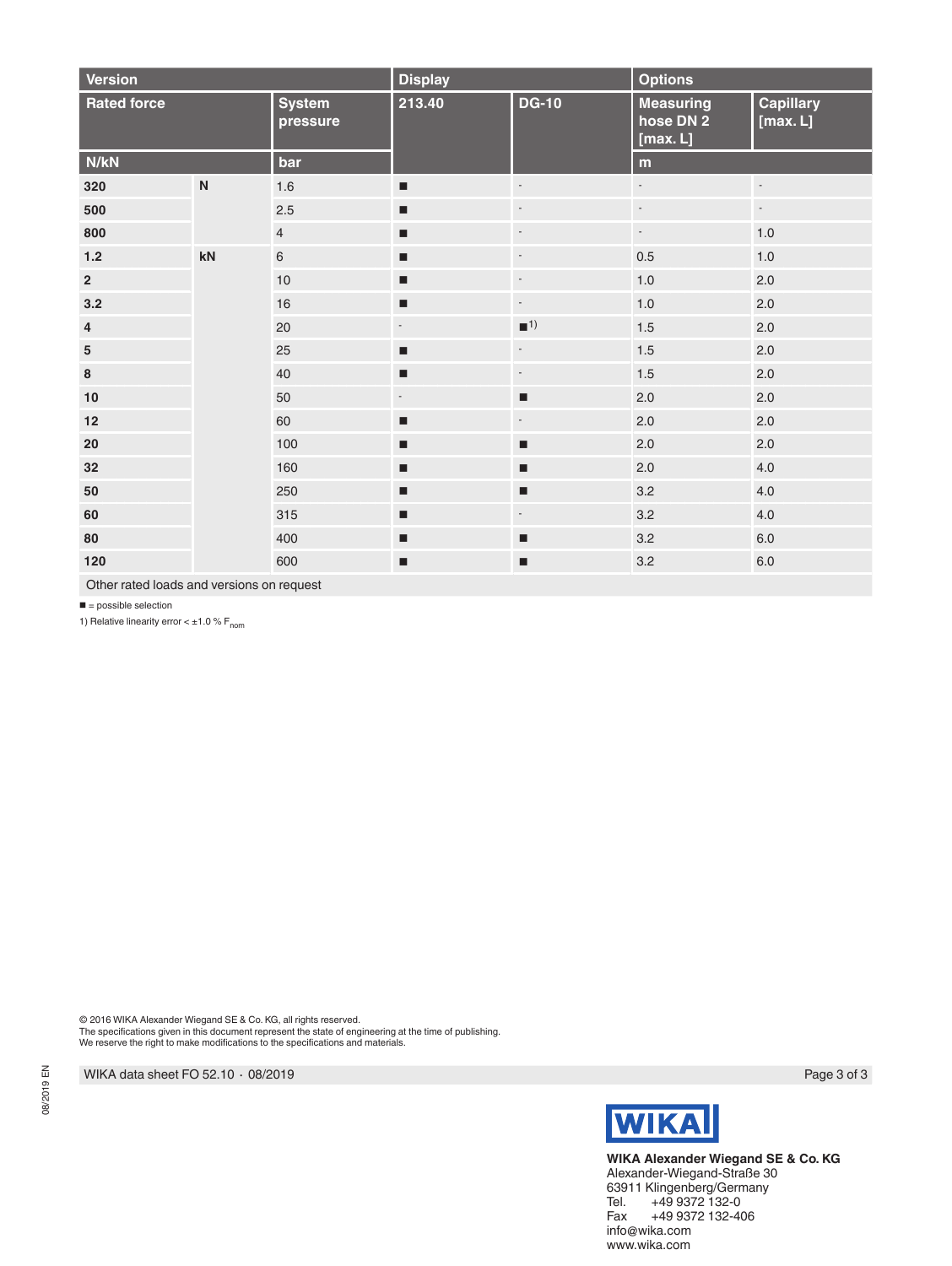| Version | | | Display | | Options | |
|---|---|---|---|---|---|---|
| Rated force | | System pressure | 213.40 | DG-10 | Measuring hose DN 2 [max. L] | Capillary [max. L] |
| N/kN | | bar | | | m | |
| **320** | **N** | 1.6 | ■ | - | - | - |
| **500** | | 2.5 | ■ | - | - | - |
| **800** | | 4 | ■ | - | - | 1.0 |
| **1.2** | **kN** | 6 | ■ | - | 0.5 | 1.0 |
| **2** | | 10 | ■ | - | 1.0 | 2.0 |
| **3.2** | | 16 | ■ | - | 1.0 | 2.0 |
| **4** | | 20 | - | ■ 1) | 1.5 | 2.0 |
| **5** | | 25 | ■ | - | 1.5 | 2.0 |
| **8** | | 40 | ■ | - | 1.5 | 2.0 |
| **10** | | 50 | - | ■ | 2.0 | 2.0 |
| **12** | | 60 | ■ | - | 2.0 | 2.0 |
| **20** | | 100 | ■ | ■ | 2.0 | 2.0 |
| **32** | | 160 | ■ | ■ | 2.0 | 4.0 |
| **50** | | 250 | ■ | ■ | 3.2 | 4.0 |
| **60** | | 315 | ■ | - | 3.2 | 4.0 |
| **80** | | 400 | ■ | ■ | 3.2 | 6.0 |
| **120** | | 600 | ■ | ■ | 3.2 | 6.0 |
| Other rated loads and versions on request | | | | | | |

■ = possible selection

1) Relative linearity error < ±1.0 % $F_{nom}$

© 2016 WIKA Alexander Wiegand SE & Co. KG, all rights reserved.
The specifications given in this document represent the state of engineering at the time of publishing.
We reserve the right to make modifications to the specifications and materials.

WIKA data sheet FO 52.10 · 08/2019

**WIKA Alexander Wiegand SE & Co. KG**
Alexander-Wiegand-Straße 30
63911 Klingenberg/Germany
Tel. +49 9372 132-0
Fax +49 9372 132-406
info@wika.com
www.wika.com